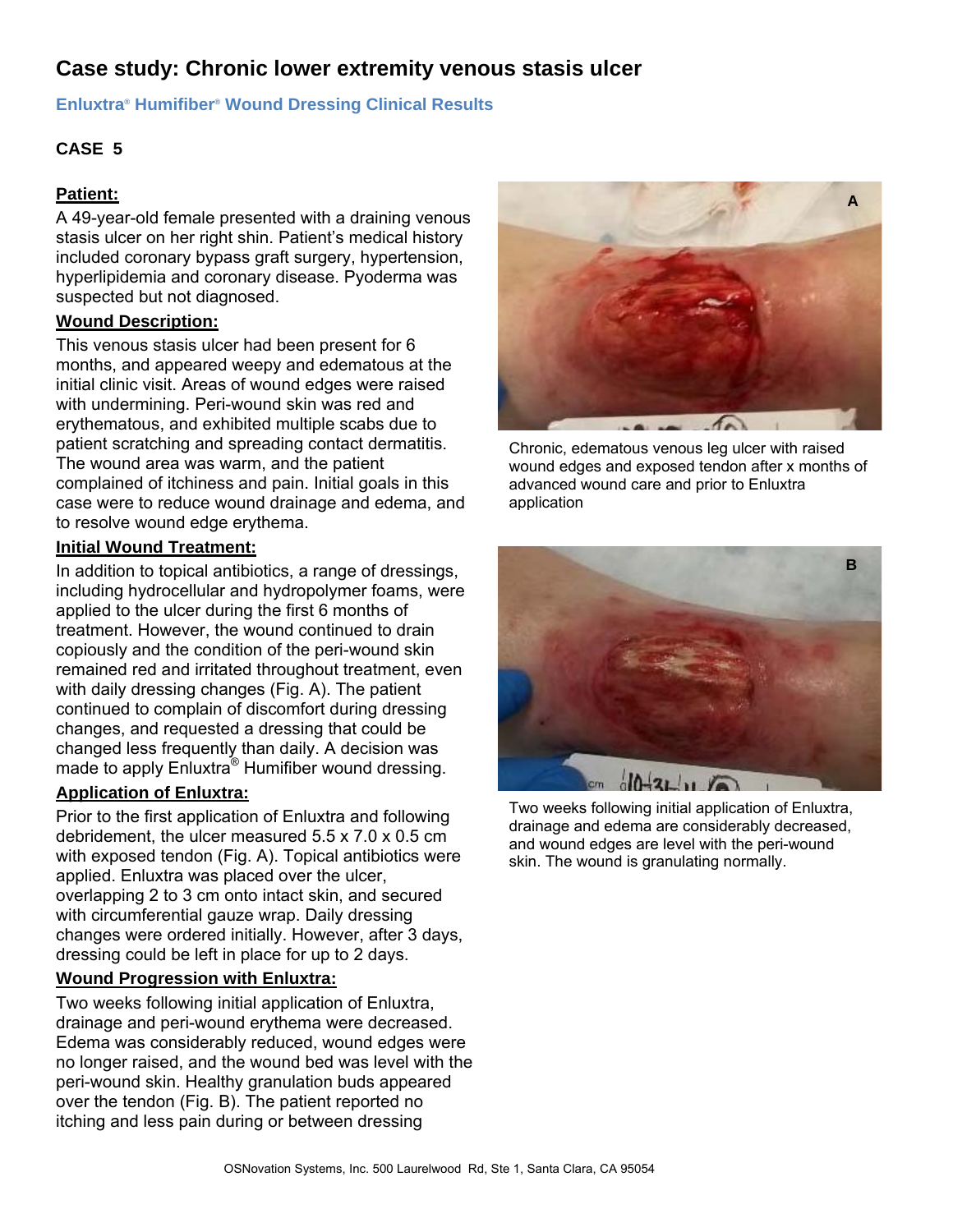# Case study: Chronic lower extremity venous stasis ulcer

**Enluxtra® Humifiber® Wound Dressing Clinical Results**

**CASE 5**

**Patient:**

A 49-year-old female presented with a draining venous stasis ulcer on her right shin. Patient's medical history included coronary bypass graft surgery, hypertension, hyperlipidemia and coronary disease. Pyoderma was suspected but not diagnosed.

**Wound Description:**

This venous stasis ulcer had been present for 6 months, and appeared weepy and edematous at the initial clinic visit. Areas of wound edges were raised with undermining. Peri-wound skin was red and erythematous, and exhibited multiple scabs due to patient scratching and spreading contact dermatitis. The wound area was warm, and the patient complained of itchiness and pain. Initial goals in this case were to reduce wound drainage and edema, and to resolve wound edge erythema.

**Initial Wound Treatment:**

In addition to topical antibiotics, a range of dressings, including hydrocellular and hydropolymer foams, were applied to the ulcer during the first 6 months of treatment. However, the wound continued to drain copiously and the condition of the peri-wound skin remained red and irritated throughout treatment, even with daily dressing changes (Fig. A). The patient continued to complain of discomfort during dressing changes, and requested a dressing that could be changed less frequently than daily. A decision was made to apply Enluxtra® Humifiber wound dressing.

**Application of Enluxtra:**

Prior to the first application of Enluxtra and following debridement, the ulcer measured 5.5 x 7.0 x 0.5 cm with exposed tendon (Fig. A). Topical antibiotics were applied. Enluxtra was placed over the ulcer, overlapping 2 to 3 cm onto intact skin, and secured with circumferential gauze wrap. Daily dressing changes were ordered initially. However, after 3 days, dressing could be left in place for up to 2 days.

**Wound Progression with Enluxtra:**

Two weeks following initial application of Enluxtra, drainage and peri-wound erythema were decreased. Edema was considerably reduced, wound edges were no longer raised, and the wound bed was level with the peri-wound skin. Healthy granulation buds appeared over the tendon (Fig. B). The patient reported no itching and less pain during or between dressing

A

Chronic, edematous venous leg ulcer with raised wound edges and exposed tendon after x months of advanced wound care and prior to Enluxtra application

B

Two weeks following initial application of Enluxtra, drainage and edema are considerably decreased, and wound edges are level with the peri-wound skin. The wound is granulating normally.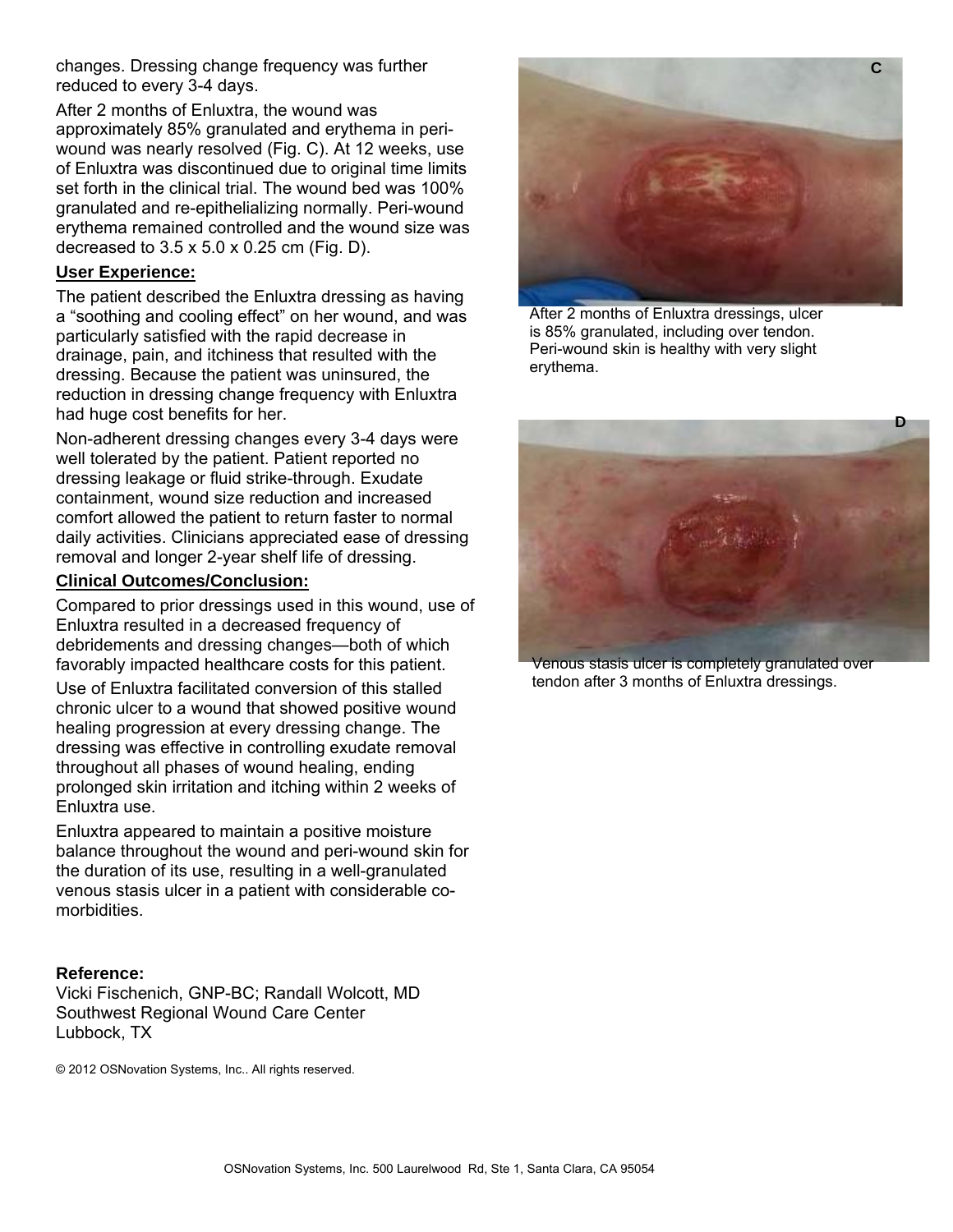changes. Dressing change frequency was further reduced to every 3-4 days.

After 2 months of Enluxtra, the wound was approximately 85% granulated and erythema in peri-wound was nearly resolved (Fig. C). At 12 weeks, use of Enluxtra was discontinued due to original time limits set forth in the clinical trial. The wound bed was 100% granulated and re-epithelializing normally. Peri-wound erythema remained controlled and the wound size was decreased to 3.5 x 5.0 x 0.25 cm (Fig. D).

**User Experience:**

The patient described the Enluxtra dressing as having a "soothing and cooling effect" on her wound, and was particularly satisfied with the rapid decrease in drainage, pain, and itchiness that resulted with the dressing. Because the patient was uninsured, the reduction in dressing change frequency with Enluxtra had huge cost benefits for her.

Non-adherent dressing changes every 3-4 days were well tolerated by the patient. Patient reported no dressing leakage or fluid strike-through. Exudate containment, wound size reduction and increased comfort allowed the patient to return faster to normal daily activities. Clinicians appreciated ease of dressing removal and longer 2-year shelf life of dressing.

**Clinical Outcomes/Conclusion:**

Compared to prior dressings used in this wound, use of Enluxtra resulted in a decreased frequency of debridements and dressing changes—both of which favorably impacted healthcare costs for this patient.

Use of Enluxtra facilitated conversion of this stalled chronic ulcer to a wound that showed positive wound healing progression at every dressing change. The dressing was effective in controlling exudate removal throughout all phases of wound healing, ending prolonged skin irritation and itching within 2 weeks of Enluxtra use.

Enluxtra appeared to maintain a positive moisture balance throughout the wound and peri-wound skin for the duration of its use, resulting in a well-granulated venous stasis ulcer in a patient with considerable co-morbidities.

C

After 2 months of Enluxtra dressings, ulcer is 85% granulated, including over tendon. Peri-wound skin is healthy with very slight erythema.

D

Venous stasis ulcer is completely granulated over tendon after 3 months of Enluxtra dressings.

**Reference:**

Vicki Fischenich, GNP-BC; Randall Wolcott, MD
Southwest Regional Wound Care Center
Lubbock, TX

© 2012 OSNovation Systems, Inc.. All rights reserved.

OSNovation Systems, Inc. 500 Laurelwood Rd, Ste 1, Santa Clara, CA 95054